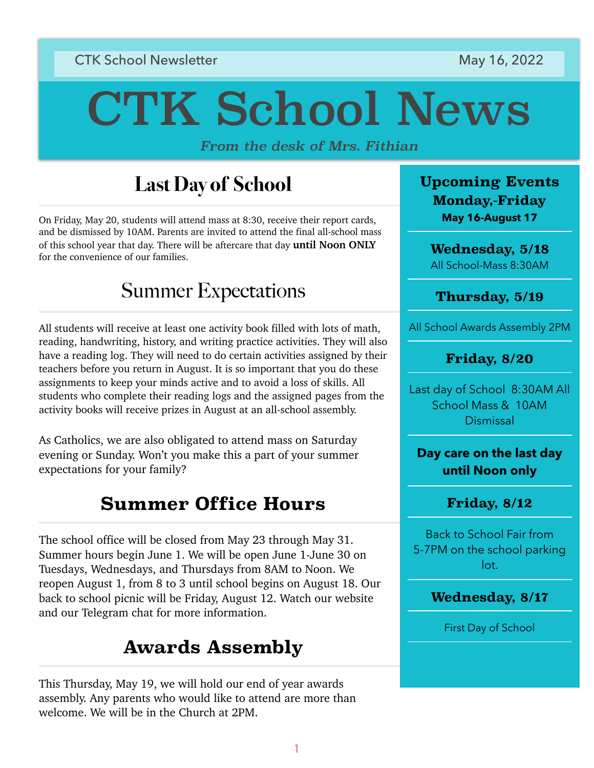CTK School Newsletter May 16, 2022

# CTK School News

*From the desk of Mrs. Fithian*

## Last Day of School

On Friday, May 20, students will attend mass at 8:30, receive their report cards, and be dismissed by 10AM. Parents are invited to attend the final all-school mass of this school year that day. There will be aftercare that day **until Noon ONLY** for the convenience of our families.

## Summer Expectations

All students will receive at least one activity book filled with lots of math, reading, handwriting, history, and writing practice activities. They will also have a reading log. They will need to do certain activities assigned by their teachers before you return in August. It is so important that you do these assignments to keep your minds active and to avoid a loss of skills. All students who complete their reading logs and the assigned pages from the activity books will receive prizes in August at an all-school assembly.

As Catholics, we are also obligated to attend mass on Saturday evening or Sunday. Won't you make this a part of your summer expectations for your family?

## Summer Office Hours

The school office will be closed from May 23 through May 31. Summer hours begin June 1. We will be open June 1-June 30 on Tuesdays, Wednesdays, and Thursdays from 8AM to Noon. We reopen August 1, from 8 to 3 until school begins on August 18. Our back to school picnic will be Friday, August 12. Watch our website and our Telegram chat for more information.

## Awards Assembly

This Thursday, May 19, we will hold our end of year awards assembly. Any parents who would like to attend are more than welcome. We will be in the Church at 2PM.

## Upcoming Events Monday,-Friday

**May 16-August 17**

### Wednesday, 5/18

All School-Mass 8:30AM

### Thursday, 5/19

All School Awards Assembly 2PM

### Friday, 8/20

Last day of School 8:30AM All School Mass & 10AM Dismissal

**Day care on the last day until Noon only**

### Friday, 8/12

Back to School Fair from 5-7PM on the school parking lot.

### Wednesday, 8/17

First Day of School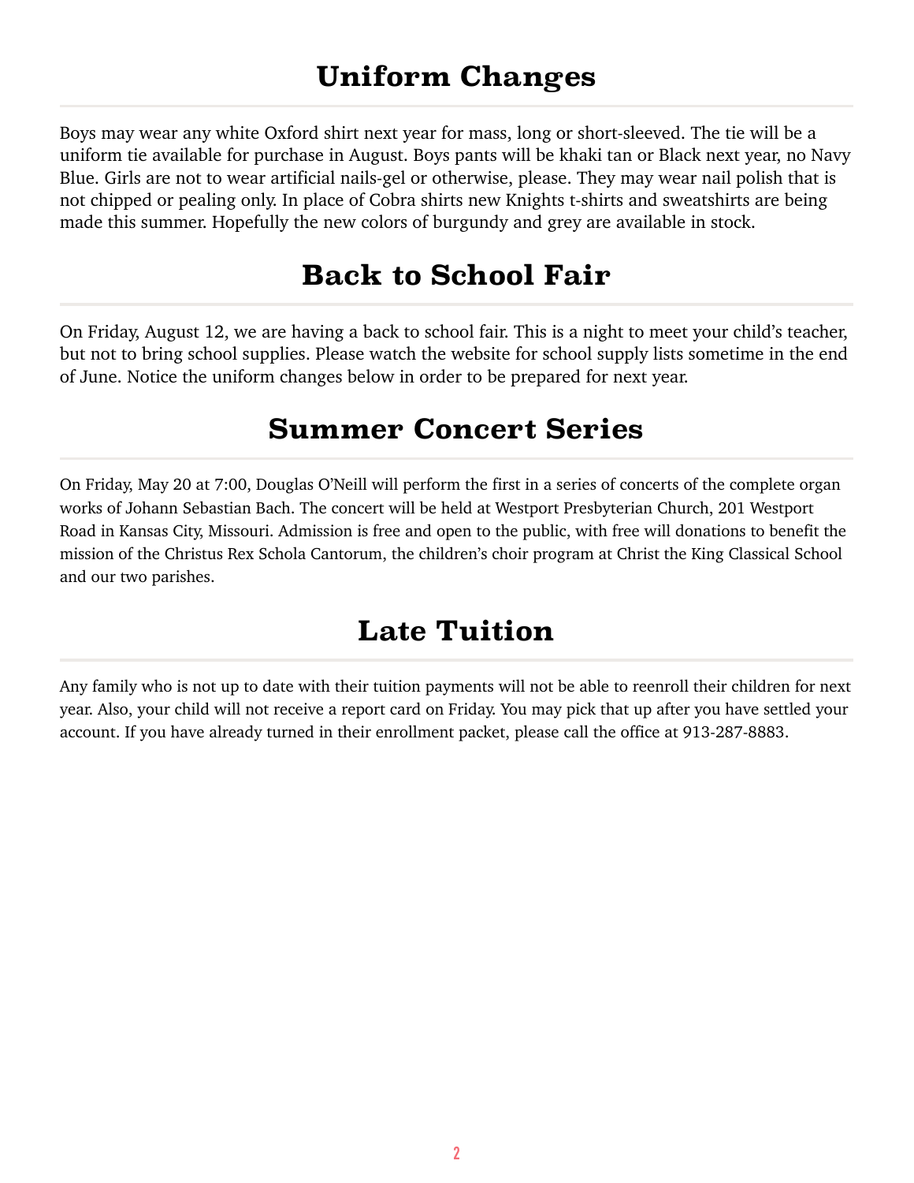## Uniform Changes

Boys may wear any white Oxford shirt next year for mass, long or short-sleeved. The tie will be a uniform tie available for purchase in August. Boys pants will be khaki tan or Black next year, no Navy Blue. Girls are not to wear artificial nails-gel or otherwise, please. They may wear nail polish that is not chipped or pealing only. In place of Cobra shirts new Knights t-shirts and sweatshirts are being made this summer. Hopefully the new colors of burgundy and grey are available in stock.

## Back to School Fair

On Friday, August 12, we are having a back to school fair. This is a night to meet your child's teacher, but not to bring school supplies. Please watch the website for school supply lists sometime in the end of June. Notice the uniform changes below in order to be prepared for next year.

## Summer Concert Series

On Friday, May 20 at 7:00, Douglas O'Neill will perform the first in a series of concerts of the complete organ works of Johann Sebastian Bach. The concert will be held at Westport Presbyterian Church, 201 Westport Road in Kansas City, Missouri. Admission is free and open to the public, with free will donations to benefit the mission of the Christus Rex Schola Cantorum, the children's choir program at Christ the King Classical School and our two parishes.

## Late Tuition

Any family who is not up to date with their tuition payments will not be able to reenroll their children for next year. Also, your child will not receive a report card on Friday. You may pick that up after you have settled your account. If you have already turned in their enrollment packet, please call the office at 913-287-8883.